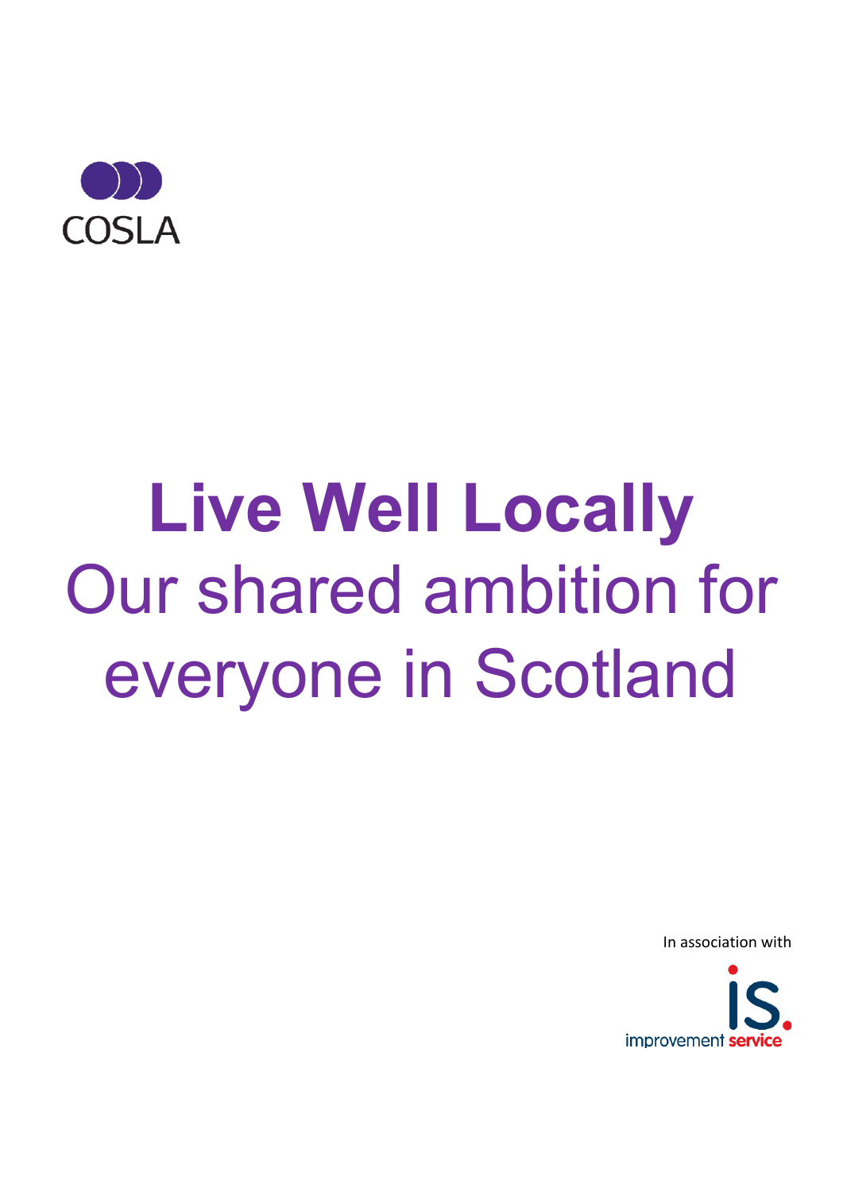COSLA

# Live Well Locally

Our shared ambition for everyone in Scotland

In association with

improvement service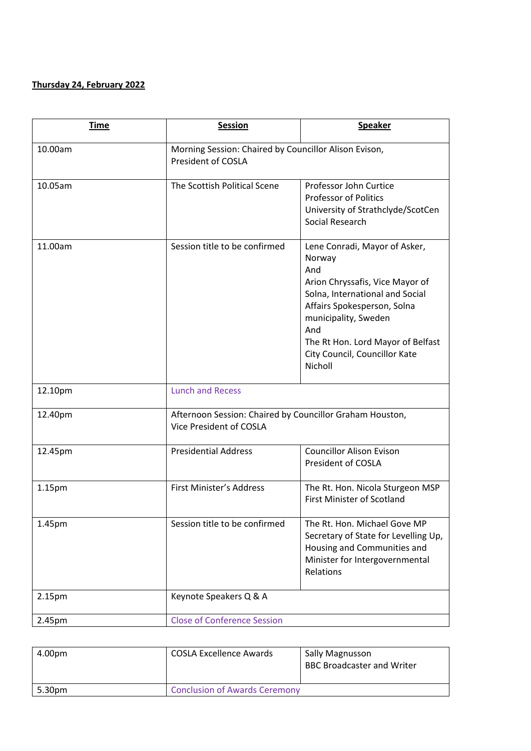**Thursday 24, February 2022**

| Time | Session | Speaker |
|---|---|---|
| 10.00am | Morning Session: Chaired by Councillor Alison Evison, President of COSLA | |
| 10.05am | The Scottish Political Scene | Professor John Curtice<br>Professor of Politics<br>University of Strathclyde/ScotCen Social Research |
| 11.00am | Session title to be confirmed | Lene Conradi, Mayor of Asker, Norway<br>And<br>Arion Chryssafis, Vice Mayor of Solna, International and Social Affairs Spokesperson, Solna municipality, Sweden<br>And<br>The Rt Hon. Lord Mayor of Belfast City Council, Councillor Kate Nicholl |
| 12.10pm | Lunch and Recess | |
| 12.40pm | Afternoon Session: Chaired by Councillor Graham Houston, Vice President of COSLA | |
| 12.45pm | Presidential Address | Councillor Alison Evison<br>President of COSLA |
| 1.15pm | First Minister's Address | The Rt. Hon. Nicola Sturgeon MSP<br>First Minister of Scotland |
| 1.45pm | Session title to be confirmed | The Rt. Hon. Michael Gove MP<br>Secretary of State for Levelling Up, Housing and Communities and Minister for Intergovernmental Relations |
| 2.15pm | Keynote Speakers Q & A | |
| 2.45pm | Close of Conference Session | |

| | | |
|---|---|---|
| 4.00pm | COSLA Excellence Awards | Sally Magnusson<br>BBC Broadcaster and Writer |
| 5.30pm | Conclusion of Awards Ceremony | |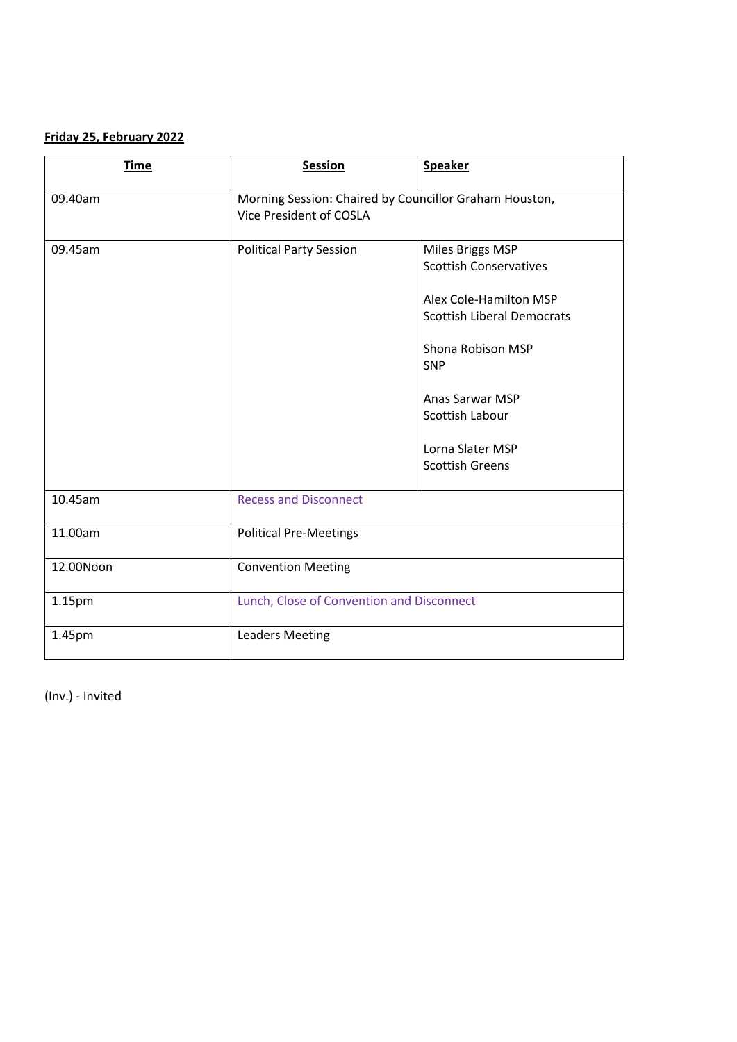**Friday 25, February 2022**

| **Time** | **Session** | **Speaker** |
|---|---|---|
| 09.40am | Morning Session: Chaired by Councillor Graham Houston, Vice President of COSLA | |
| 09.45am | Political Party Session | Miles Briggs MSP<br>Scottish Conservatives<br><br>Alex Cole-Hamilton MSP<br>Scottish Liberal Democrats<br><br>Shona Robison MSP<br>SNP<br><br>Anas Sarwar MSP<br>Scottish Labour<br><br>Lorna Slater MSP<br>Scottish Greens |
| 10.45am | Recess and Disconnect | |
| 11.00am | Political Pre-Meetings | |
| 12.00Noon | Convention Meeting | |
| 1.15pm | Lunch, Close of Convention and Disconnect | |
| 1.45pm | Leaders Meeting | |

(Inv.) - Invited